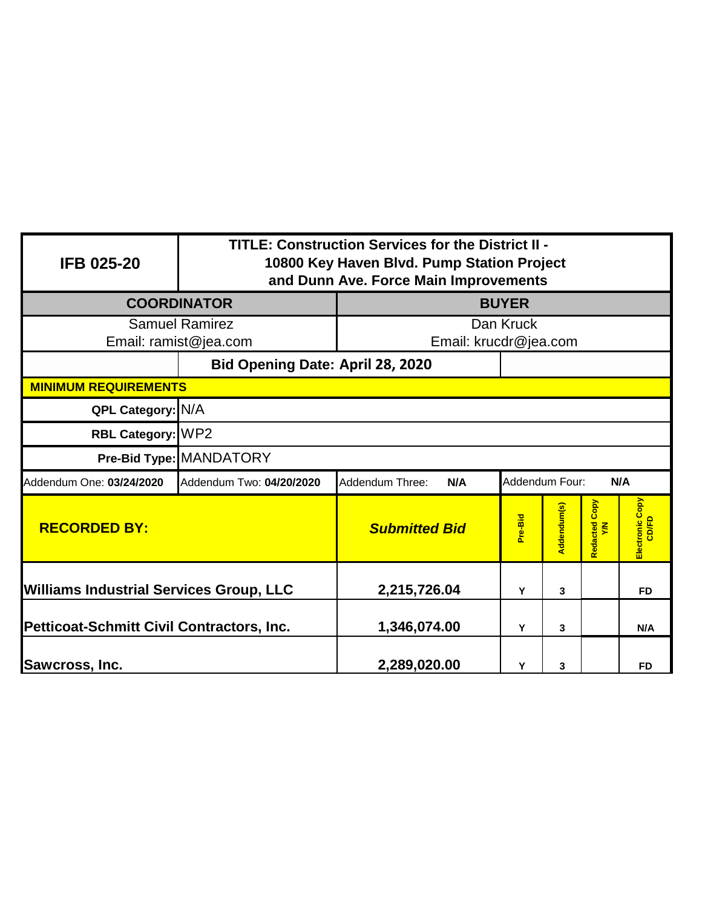| IFB 025-20 | TITLE: Construction Services for the District II - 10800 Key Haven Blvd. Pump Station Project and Dunn Ave. Force Main Improvements | | | | | |
|---|---|---|---|---|---|---|
| **COORDINATOR** | | **BUYER** | | | | |
| Samuel Ramirez<br>Email: ramist@jea.com | | Dan Kruck<br>Email: krucdr@jea.com | | | | |
| | **Bid Opening Date: April 28, 2020** | | | | | |
| **MINIMUM REQUIREMENTS** | | | | | | |
| **QPL Category:** | N/A | | | | | |
| **RBL Category:** | WP2 | | | | | |
| **Pre-Bid Type:** | MANDATORY | | | | | |
| Addendum One: **03/24/2020** | Addendum Two: **04/20/2020** | Addendum Three: **N/A** | Addendum Four: **N/A** | | | |
| **RECORDED BY:** | | ***Submitted Bid*** | **Pre-Bid** | **Addendum(s)** | **Redacted Copy Y/N** | **Electronic Copy CD/FD** |
| **Williams Industrial Services Group, LLC** | | **2,215,726.04** | **Y** | **3** | | **FD** |
| **Petticoat-Schmitt Civil Contractors, Inc.** | | **1,346,074.00** | **Y** | **3** | | **N/A** |
| **Sawcross, Inc.** | | **2,289,020.00** | **Y** | **3** | | **FD** |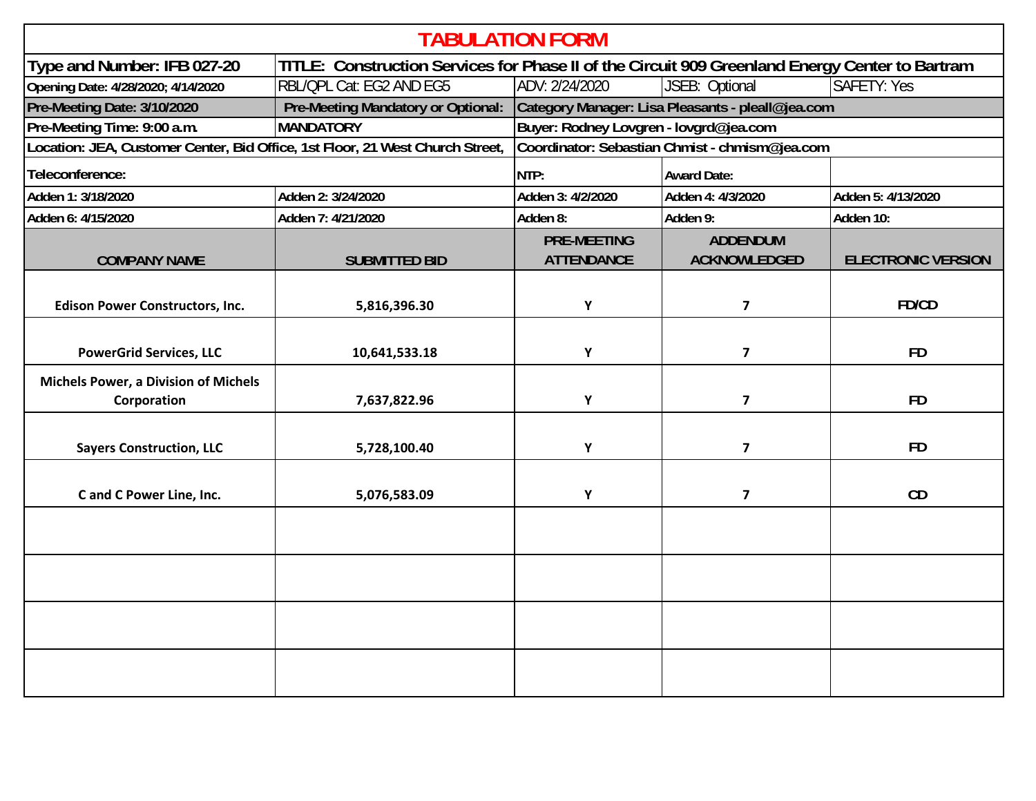# TABULATION FORM

| Type and Number: IFB 027-20 | TITLE: Construction Services for Phase II of the Circuit 909 Greenland Energy Center to Bartram | | | |
|---|---|---|---|---|
| Opening Date: 4/28/2020; 4/14/2020 | RBL/QPL Cat: EG2 AND EG5 | ADV: 2/24/2020 | JSEB: Optional | SAFETY: Yes |
| Pre-Meeting Date: 3/10/2020 | Pre-Meeting Mandatory or Optional: | Category Manager: Lisa Pleasants - pleall@jea.com | | |
| Pre-Meeting Time: 9:00 a.m. | MANDATORY | Buyer: Rodney Lovgren - lovgrd@jea.com | | |
| Location: JEA, Customer Center, Bid Office, 1st Floor, 21 West Church Street, | | Coordinator: Sebastian Chmist - chmism@jea.com | | |
| Teleconference: | | NTP: | Award Date: | |
| Adden 1: 3/18/2020 | Adden 2: 3/24/2020 | Adden 3: 4/2/2020 | Adden 4: 4/3/2020 | Adden 5: 4/13/2020 |
| Adden 6: 4/15/2020 | Adden 7: 4/21/2020 | Adden 8: | Adden 9: | Adden 10: |
| COMPANY NAME | SUBMITTED BID | PRE-MEETING ATTENDANCE | ADDENDUM ACKNOWLEDGED | ELECTRONIC VERSION |
| Edison Power Constructors, Inc. | 5,816,396.30 | Y | 7 | FD/CD |
| PowerGrid Services, LLC | 10,641,533.18 | Y | 7 | FD |
| Michels Power, a Division of Michels Corporation | 7,637,822.96 | Y | 7 | FD |
| Sayers Construction, LLC | 5,728,100.40 | Y | 7 | FD |
| C and C Power Line, Inc. | 5,076,583.09 | Y | 7 | CD |
| | | | | |
| | | | | |
| | | | | |
| | | | | |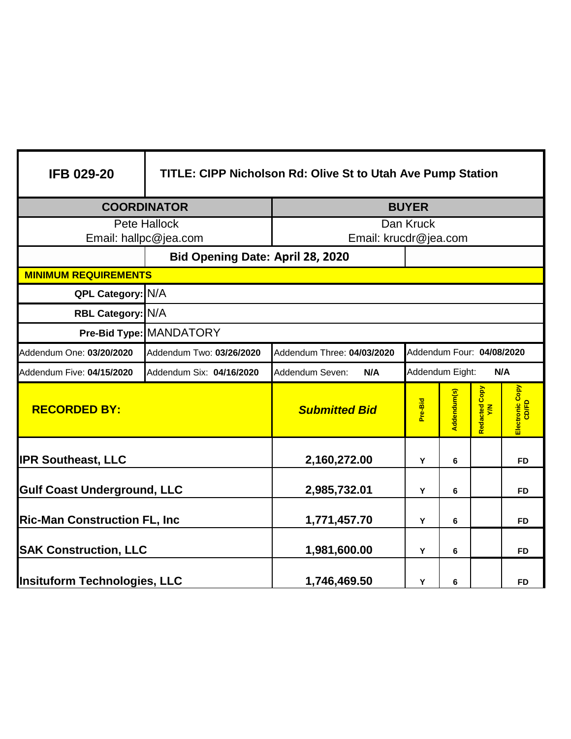| IFB 029-20 | TITLE: CIPP Nicholson Rd: Olive St to Utah Ave Pump Station | | | | | |
|---|---|---|---|---|---|---|
| **COORDINATOR** | | **BUYER** | | | | |
| Pete Hallock<br>Email: hallpc@jea.com | | Dan Kruck<br>Email: krucdr@jea.com | | | | |
| | **Bid Opening Date: April 28, 2020** | | | | | |
| **MINIMUM REQUIREMENTS** | | | | | | |
| **QPL Category:** | N/A | | | | | |
| **RBL Category:** | N/A | | | | | |
| **Pre-Bid Type:** | MANDATORY | | | | | |
| Addendum One: **03/20/2020** | Addendum Two: **03/26/2020** | Addendum Three: **04/03/2020** | Addendum Four: **04/08/2020** | | | |
| Addendum Five: **04/15/2020** | Addendum Six: **04/16/2020** | Addendum Seven: **N/A** | Addendum Eight: **N/A** | | | |
| **RECORDED BY:** | | ***Submitted Bid*** | **Pre-Bid** | **Addendum(s)** | **Redacted Copy Y/N** | **Electronic Copy CD/FD** |
| **IPR Southeast, LLC** | | **2,160,272.00** | Y | 6 | | FD |
| **Gulf Coast Underground, LLC** | | **2,985,732.01** | Y | 6 | | FD |
| **Ric-Man Construction FL, Inc** | | **1,771,457.70** | Y | 6 | | FD |
| **SAK Construction, LLC** | | **1,981,600.00** | Y | 6 | | FD |
| **Insituform Technologies, LLC** | | **1,746,469.50** | Y | 6 | | FD |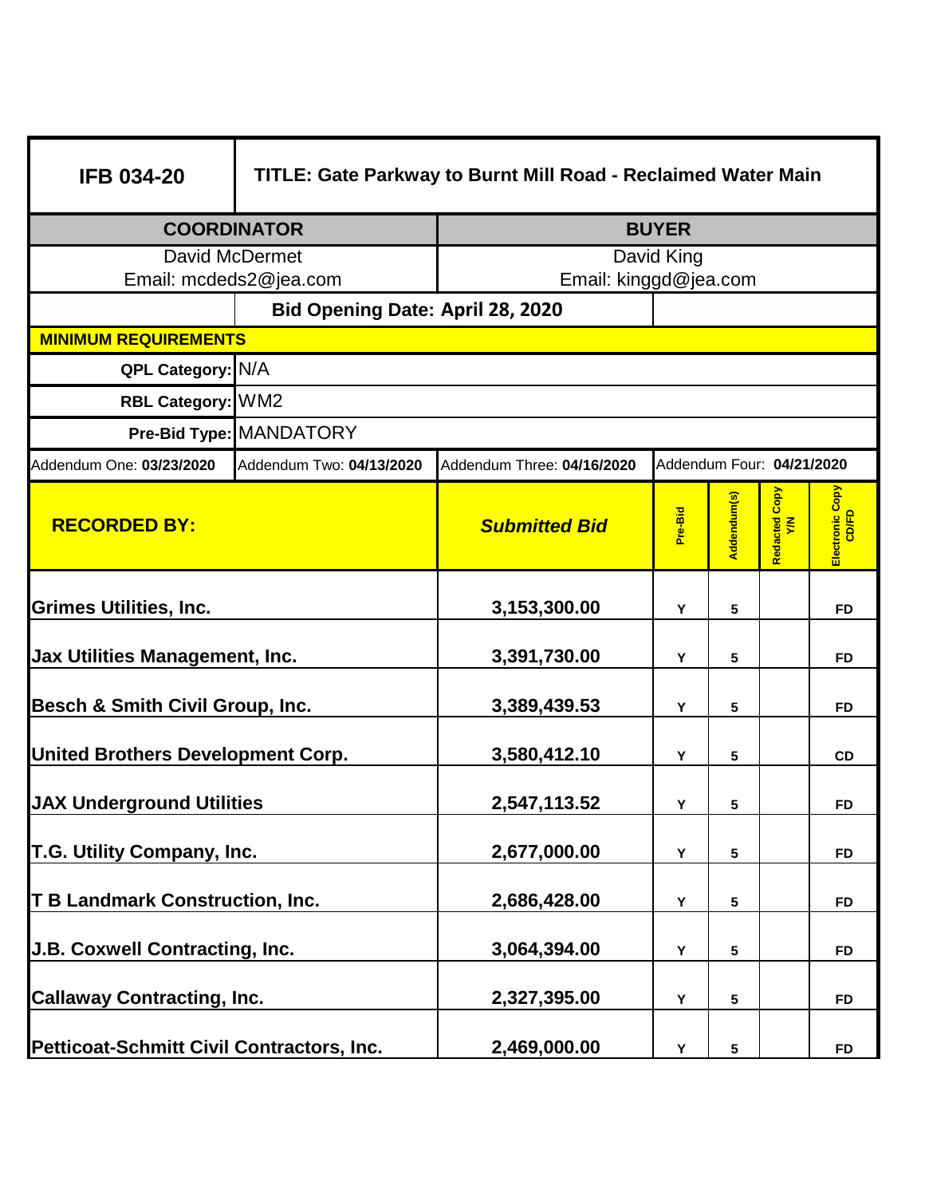| IFB 034-20 | TITLE: Gate Parkway to Burnt Mill Road - Reclaimed Water Main | | | | | |
|---|---|---|---|---|---|---|
| **COORDINATOR** | | **BUYER** | | | | |
| David McDermet<br>Email: mcdeds2@jea.com | | David King<br>Email: kinggd@jea.com | | | | |
| | **Bid Opening Date: April 28, 2020** | | | | | |
| **MINIMUM REQUIREMENTS** | | | | | | |
| **QPL Category:** | N/A | | | | | |
| **RBL Category:** | WM2 | | | | | |
| **Pre-Bid Type:** | MANDATORY | | | | | |
| Addendum One: **03/23/2020** | Addendum Two: **04/13/2020** | Addendum Three: **04/16/2020** | Addendum Four: **04/21/2020** | | | |
| **RECORDED BY:** | | ***Submitted Bid*** | **Pre-Bid** | **Addendum(s)** | **Redacted Copy Y/N** | **Electronic Copy CD/FD** |
| **Grimes Utilities, Inc.** | | **3,153,300.00** | **Y** | **5** | | **FD** |
| **Jax Utilities Management, Inc.** | | **3,391,730.00** | **Y** | **5** | | **FD** |
| **Besch & Smith Civil Group, Inc.** | | **3,389,439.53** | **Y** | **5** | | **FD** |
| **United Brothers Development Corp.** | | **3,580,412.10** | **Y** | **5** | | **CD** |
| **JAX Underground Utilities** | | **2,547,113.52** | **Y** | **5** | | **FD** |
| **T.G. Utility Company, Inc.** | | **2,677,000.00** | **Y** | **5** | | **FD** |
| **T B Landmark Construction, Inc.** | | **2,686,428.00** | **Y** | **5** | | **FD** |
| **J.B. Coxwell Contracting, Inc.** | | **3,064,394.00** | **Y** | **5** | | **FD** |
| **Callaway Contracting, Inc.** | | **2,327,395.00** | **Y** | **5** | | **FD** |
| **Petticoat-Schmitt Civil Contractors, Inc.** | | **2,469,000.00** | **Y** | **5** | | **FD** |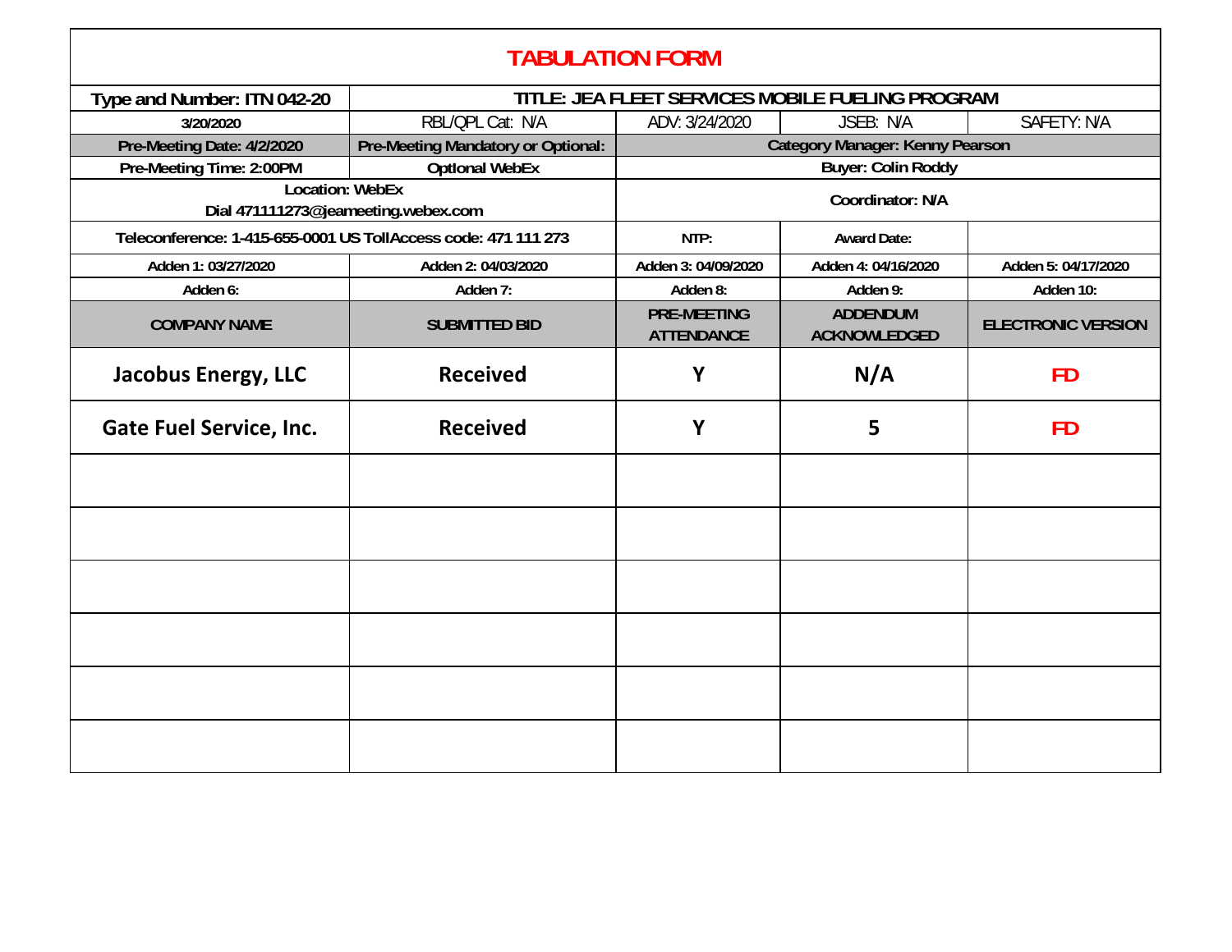# TABULATION FORM

| | | | | |
|---|---|---|---|---|
| **Type and Number: ITN 042-20** | **TITLE: JEA FLEET SERVICES MOBILE FUELING PROGRAM** | | | |
| **3/20/2020** | RBL/QPL Cat: N/A | ADV: 3/24/2020 | JSEB: N/A | SAFETY: N/A |
| **Pre-Meeting Date: 4/2/2020** | **Pre-Meeting Mandatory or Optional:** | **Category Manager: Kenny Pearson** | | |
| **Pre-Meeting Time: 2:00PM** | **Optional WebEx** | **Buyer: Colin Roddy** | | |
| **Location: WebEx Dial 471111273@jeameeting.webex.com** | | **Coordinator: N/A** | | |
| **Teleconference: 1-415-655-0001 US TollAccess code: 471 111 273** | | **NTP:** | **Award Date:** | |
| **Adden 1: 03/27/2020** | **Adden 2: 04/03/2020** | **Adden 3: 04/09/2020** | **Adden 4: 04/16/2020** | **Adden 5: 04/17/2020** |
| **Adden 6:** | **Adden 7:** | **Adden 8:** | **Adden 9:** | **Adden 10:** |
| **COMPANY NAME** | **SUBMITTED BID** | **PRE-MEETING ATTENDANCE** | **ADDENDUM ACKNOWLEDGED** | **ELECTRONIC VERSION** |
| **Jacobus Energy, LLC** | **Received** | **Y** | **N/A** | **FD** |
| **Gate Fuel Service, Inc.** | **Received** | **Y** | **5** | **FD** |
| | | | | |
| | | | | |
| | | | | |
| | | | | |
| | | | | |
| | | | | |